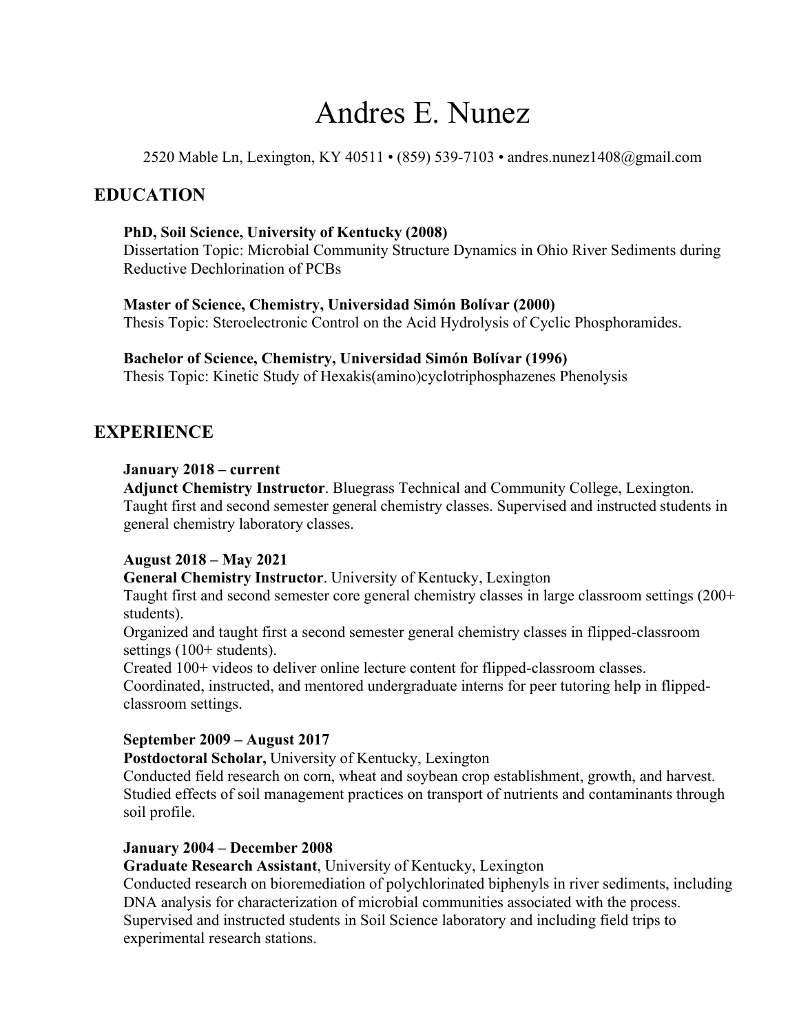# Andres E. Nunez

2520 Mable Ln, Lexington, KY 40511 • (859) 539-7103 • andres.nunez1408@gmail.com

## EDUCATION

**PhD, Soil Science, University of Kentucky (2008)**
Dissertation Topic: Microbial Community Structure Dynamics in Ohio River Sediments during Reductive Dechlorination of PCBs

**Master of Science, Chemistry, Universidad Simón Bolívar (2000)**
Thesis Topic: Steroelectronic Control on the Acid Hydrolysis of Cyclic Phosphoramides.

**Bachelor of Science, Chemistry, Universidad Simón Bolívar (1996)**
Thesis Topic: Kinetic Study of Hexakis(amino)cyclotriphosphazenes Phenolysis

## EXPERIENCE

**January 2018 – current**
**Adjunct Chemistry Instructor**. Bluegrass Technical and Community College, Lexington.
Taught first and second semester general chemistry classes. Supervised and instructed students in general chemistry laboratory classes.

**August 2018 – May 2021**
**General Chemistry Instructor**. University of Kentucky, Lexington
Taught first and second semester core general chemistry classes in large classroom settings (200+ students).
Organized and taught first a second semester general chemistry classes in flipped-classroom settings (100+ students).
Created 100+ videos to deliver online lecture content for flipped-classroom classes.
Coordinated, instructed, and mentored undergraduate interns for peer tutoring help in flipped-classroom settings.

**September 2009 – August 2017**
**Postdoctoral Scholar,** University of Kentucky, Lexington
Conducted field research on corn, wheat and soybean crop establishment, growth, and harvest.
Studied effects of soil management practices on transport of nutrients and contaminants through soil profile.

**January 2004 – December 2008**
**Graduate Research Assistant**, University of Kentucky, Lexington
Conducted research on bioremediation of polychlorinated biphenyls in river sediments, including DNA analysis for characterization of microbial communities associated with the process.
Supervised and instructed students in Soil Science laboratory and including field trips to experimental research stations.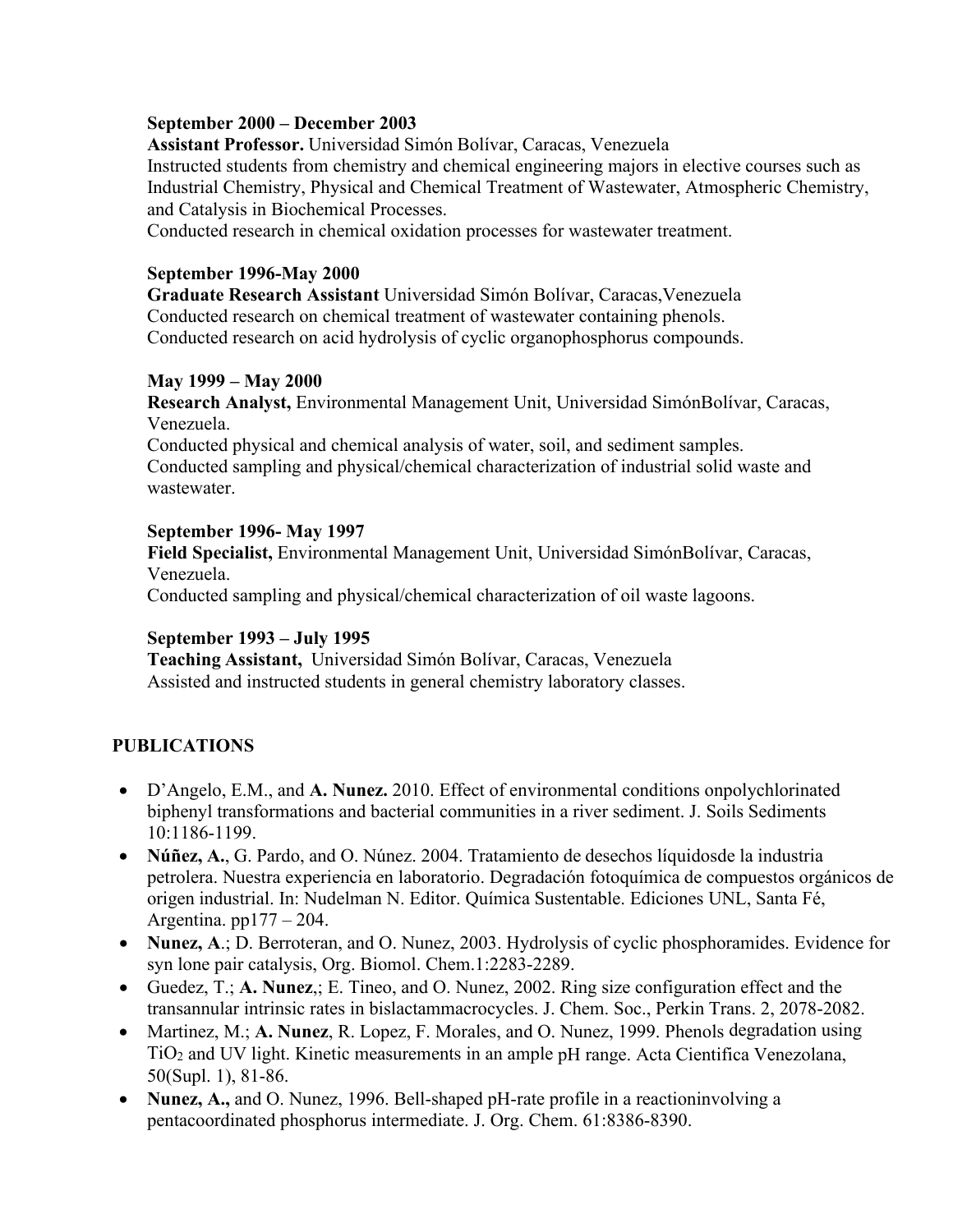**September 2000 – December 2003**
**Assistant Professor.** Universidad Simón Bolívar, Caracas, Venezuela
Instructed students from chemistry and chemical engineering majors in elective courses such as Industrial Chemistry, Physical and Chemical Treatment of Wastewater, Atmospheric Chemistry, and Catalysis in Biochemical Processes.
Conducted research in chemical oxidation processes for wastewater treatment.

**September 1996-May 2000**
**Graduate Research Assistant** Universidad Simón Bolívar, Caracas,Venezuela
Conducted research on chemical treatment of wastewater containing phenols.
Conducted research on acid hydrolysis of cyclic organophosphorus compounds.

**May 1999 – May 2000**
**Research Analyst,** Environmental Management Unit, Universidad SimónBolívar, Caracas, Venezuela.
Conducted physical and chemical analysis of water, soil, and sediment samples.
Conducted sampling and physical/chemical characterization of industrial solid waste and wastewater.

**September 1996- May 1997**
**Field Specialist,** Environmental Management Unit, Universidad SimónBolívar, Caracas, Venezuela.
Conducted sampling and physical/chemical characterization of oil waste lagoons.

**September 1993 – July 1995**
**Teaching Assistant,** Universidad Simón Bolívar, Caracas, Venezuela
Assisted and instructed students in general chemistry laboratory classes.

## PUBLICATIONS

- D'Angelo, E.M., and **A. Nunez.** 2010. Effect of environmental conditions onpolychlorinated biphenyl transformations and bacterial communities in a river sediment. J. Soils Sediments 10:1186-1199.
- **Núñez, A.**, G. Pardo, and O. Núnez. 2004. Tratamiento de desechos líquidosde la industria petrolera. Nuestra experiencia en laboratorio. Degradación fotoquímica de compuestos orgánicos de origen industrial. In: Nudelman N. Editor. Química Sustentable. Ediciones UNL, Santa Fé, Argentina. pp177 – 204.
- **Nunez, A**.; D. Berroteran, and O. Nunez, 2003. Hydrolysis of cyclic phosphoramides. Evidence for syn lone pair catalysis, Org. Biomol. Chem.1:2283-2289.
- Guedez, T.; **A. Nunez**,; E. Tineo, and O. Nunez, 2002. Ring size configuration effect and the transannular intrinsic rates in bislactammacrocycles. J. Chem. Soc., Perkin Trans. 2, 2078-2082.
- Martinez, M.; **A. Nunez**, R. Lopez, F. Morales, and O. Nunez, 1999. Phenols degradation using $TiO_2$ and UV light. Kinetic measurements in an ample pH range. Acta Cientifica Venezolana, 50(Supl. 1), 81-86.
- **Nunez, A.,** and O. Nunez, 1996. Bell-shaped pH-rate profile in a reactioninvolving a pentacoordinated phosphorus intermediate. J. Org. Chem. 61:8386-8390.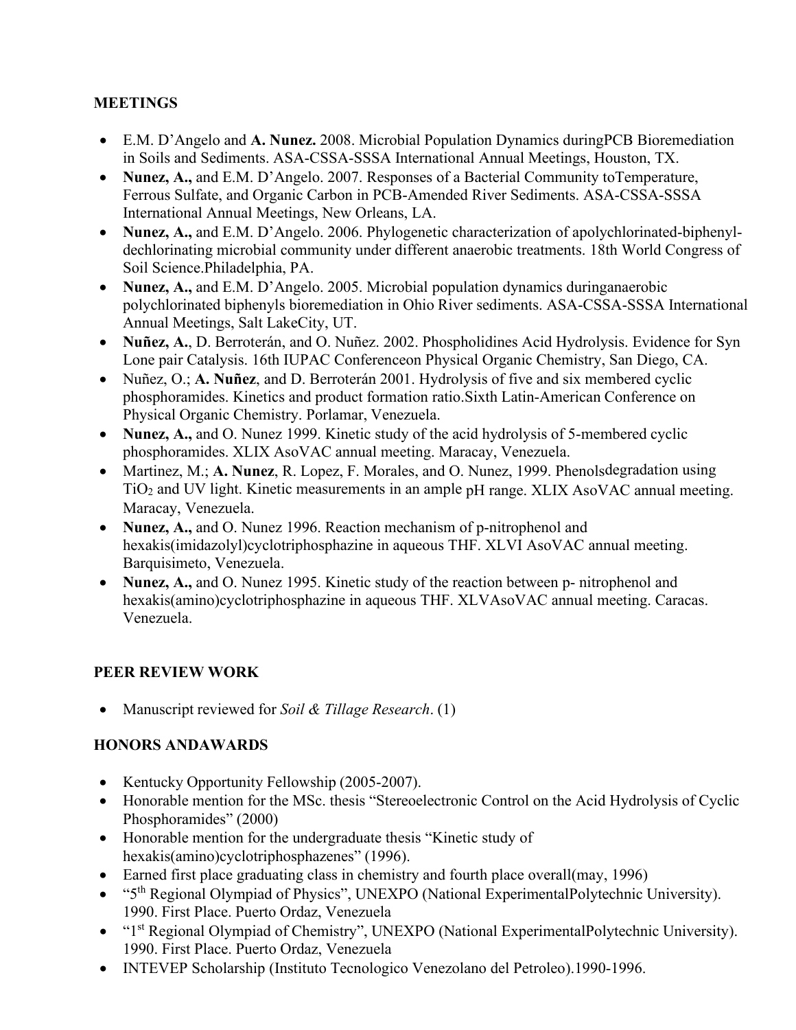**MEETINGS**

- E.M. D'Angelo and **A. Nunez.** 2008. Microbial Population Dynamics duringPCB Bioremediation in Soils and Sediments. ASA-CSSA-SSSA International Annual Meetings, Houston, TX.
- **Nunez, A.,** and E.M. D'Angelo. 2007. Responses of a Bacterial Community toTemperature, Ferrous Sulfate, and Organic Carbon in PCB-Amended River Sediments. ASA-CSSA-SSSA International Annual Meetings, New Orleans, LA.
- **Nunez, A.,** and E.M. D'Angelo. 2006. Phylogenetic characterization of apolychlorinated-biphenyl-dechlorinating microbial community under different anaerobic treatments. 18th World Congress of Soil Science.Philadelphia, PA.
- **Nunez, A.,** and E.M. D'Angelo. 2005. Microbial population dynamics duringanaerobic polychlorinated biphenyls bioremediation in Ohio River sediments. ASA-CSSA-SSSA International Annual Meetings, Salt LakeCity, UT.
- **Nuñez, A.**, D. Berroterán, and O. Nuñez. 2002. Phospholidines Acid Hydrolysis. Evidence for Syn Lone pair Catalysis. 16th IUPAC Conferenceon Physical Organic Chemistry, San Diego, CA.
- Nuñez, O.; **A. Nuñez**, and D. Berroterán 2001. Hydrolysis of five and six membered cyclic phosphoramides. Kinetics and product formation ratio.Sixth Latin-American Conference on Physical Organic Chemistry. Porlamar, Venezuela.
- **Nunez, A.,** and O. Nunez 1999. Kinetic study of the acid hydrolysis of 5-membered cyclic phosphoramides. XLIX AsoVAC annual meeting. Maracay, Venezuela.
- Martinez, M.; **A. Nunez**, R. Lopez, F. Morales, and O. Nunez, 1999. Phenolsdegradation using $TiO_2$ and UV light. Kinetic measurements in an ample pH range. XLIX AsoVAC annual meeting. Maracay, Venezuela.
- **Nunez, A.,** and O. Nunez 1996. Reaction mechanism of p-nitrophenol and hexakis(imidazolyl)cyclotriphosphazine in aqueous THF. XLVI AsoVAC annual meeting. Barquisimeto, Venezuela.
- **Nunez, A.,** and O. Nunez 1995. Kinetic study of the reaction between p- nitrophenol and hexakis(amino)cyclotriphosphazine in aqueous THF. XLVAsoVAC annual meeting. Caracas. Venezuela.

**PEER REVIEW WORK**

- Manuscript reviewed for *Soil & Tillage Research*. (1)

**HONORS ANDAWARDS**

- Kentucky Opportunity Fellowship (2005-2007).
- Honorable mention for the MSc. thesis "Stereoelectronic Control on the Acid Hydrolysis of Cyclic Phosphoramides" (2000)
- Honorable mention for the undergraduate thesis "Kinetic study of hexakis(amino)cyclotriphosphazenes" (1996).
- Earned first place graduating class in chemistry and fourth place overall(may, 1996)
- "5th Regional Olympiad of Physics", UNEXPO (National ExperimentalPolytechnic University). 1990. First Place. Puerto Ordaz, Venezuela
- "1st Regional Olympiad of Chemistry", UNEXPO (National ExperimentalPolytechnic University). 1990. First Place. Puerto Ordaz, Venezuela
- INTEVEP Scholarship (Instituto Tecnologico Venezolano del Petroleo).1990-1996.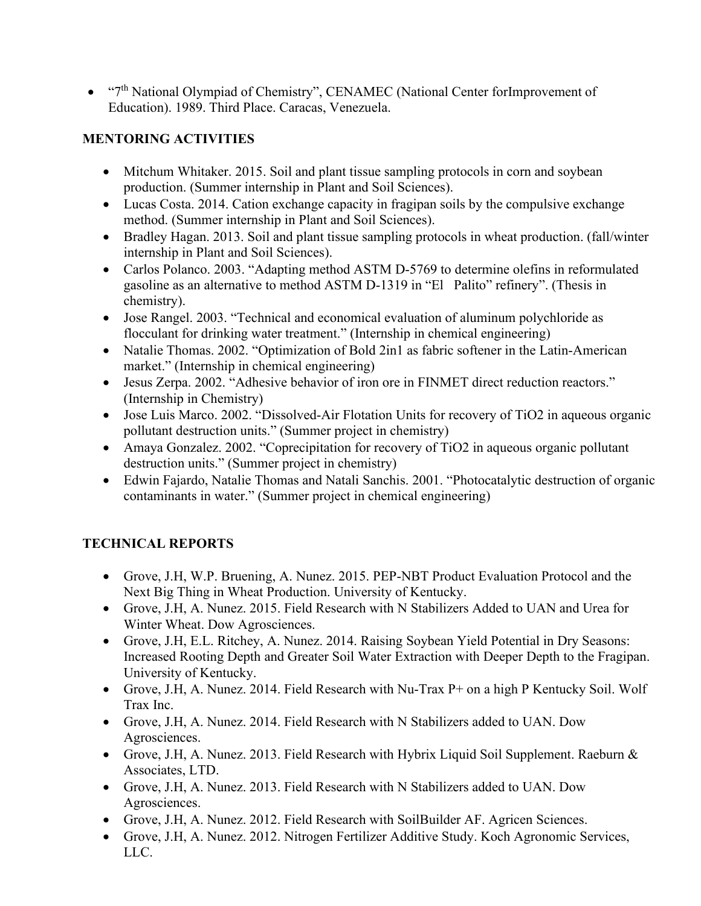- "7th National Olympiad of Chemistry", CENAMEC (National Center forImprovement of Education). 1989. Third Place. Caracas, Venezuela.

**MENTORING ACTIVITIES**

- Mitchum Whitaker. 2015. Soil and plant tissue sampling protocols in corn and soybean production. (Summer internship in Plant and Soil Sciences).
- Lucas Costa. 2014. Cation exchange capacity in fragipan soils by the compulsive exchange method. (Summer internship in Plant and Soil Sciences).
- Bradley Hagan. 2013. Soil and plant tissue sampling protocols in wheat production. (fall/winter internship in Plant and Soil Sciences).
- Carlos Polanco. 2003. "Adapting method ASTM D-5769 to determine olefins in reformulated gasoline as an alternative to method ASTM D-1319 in "El Palito" refinery". (Thesis in chemistry).
- Jose Rangel. 2003. "Technical and economical evaluation of aluminum polychloride as flocculant for drinking water treatment." (Internship in chemical engineering)
- Natalie Thomas. 2002. "Optimization of Bold 2in1 as fabric softener in the Latin-American market." (Internship in chemical engineering)
- Jesus Zerpa. 2002. "Adhesive behavior of iron ore in FINMET direct reduction reactors." (Internship in Chemistry)
- Jose Luis Marco. 2002. "Dissolved-Air Flotation Units for recovery of $TiO_2$ in aqueous organic pollutant destruction units." (Summer project in chemistry)
- Amaya Gonzalez. 2002. "Coprecipitation for recovery of $TiO_2$ in aqueous organic pollutant destruction units." (Summer project in chemistry)
- Edwin Fajardo, Natalie Thomas and Natali Sanchis. 2001. "Photocatalytic destruction of organic contaminants in water." (Summer project in chemical engineering)

**TECHNICAL REPORTS**

- Grove, J.H, W.P. Bruening, A. Nunez. 2015. PEP-NBT Product Evaluation Protocol and the Next Big Thing in Wheat Production. University of Kentucky.
- Grove, J.H, A. Nunez. 2015. Field Research with N Stabilizers Added to UAN and Urea for Winter Wheat. Dow Agrosciences.
- Grove, J.H, E.L. Ritchey, A. Nunez. 2014. Raising Soybean Yield Potential in Dry Seasons: Increased Rooting Depth and Greater Soil Water Extraction with Deeper Depth to the Fragipan. University of Kentucky.
- Grove, J.H, A. Nunez. 2014. Field Research with Nu-Trax P+ on a high P Kentucky Soil. Wolf Trax Inc.
- Grove, J.H, A. Nunez. 2014. Field Research with N Stabilizers added to UAN. Dow Agrosciences.
- Grove, J.H, A. Nunez. 2013. Field Research with Hybrix Liquid Soil Supplement. Raeburn & Associates, LTD.
- Grove, J.H, A. Nunez. 2013. Field Research with N Stabilizers added to UAN. Dow Agrosciences.
- Grove, J.H, A. Nunez. 2012. Field Research with SoilBuilder AF. Agricen Sciences.
- Grove, J.H, A. Nunez. 2012. Nitrogen Fertilizer Additive Study. Koch Agronomic Services, LLC.